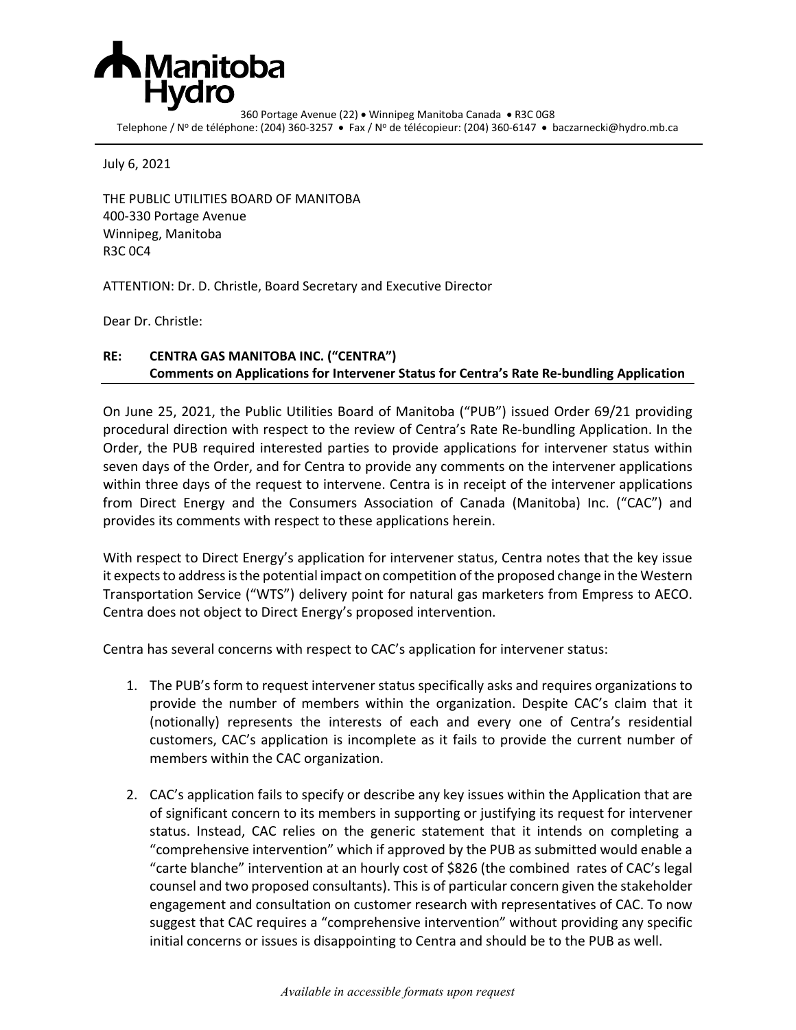**Manitoba Hydro**

360 Portage Avenue (22) • Winnipeg Manitoba Canada • R3C 0G8
Telephone / N° de téléphone: (204) 360-3257 • Fax / N° de télécopieur: (204) 360-6147 • baczarnecki@hydro.mb.ca

July 6, 2021

THE PUBLIC UTILITIES BOARD OF MANITOBA
400-330 Portage Avenue
Winnipeg, Manitoba
R3C 0C4

ATTENTION: Dr. D. Christle, Board Secretary and Executive Director

Dear Dr. Christle:

**RE: CENTRA GAS MANITOBA INC. ("CENTRA")**
**Comments on Applications for Intervener Status for Centra's Rate Re-bundling Application**

On June 25, 2021, the Public Utilities Board of Manitoba ("PUB") issued Order 69/21 providing procedural direction with respect to the review of Centra's Rate Re-bundling Application. In the Order, the PUB required interested parties to provide applications for intervener status within seven days of the Order, and for Centra to provide any comments on the intervener applications within three days of the request to intervene. Centra is in receipt of the intervener applications from Direct Energy and the Consumers Association of Canada (Manitoba) Inc. ("CAC") and provides its comments with respect to these applications herein.

With respect to Direct Energy's application for intervener status, Centra notes that the key issue it expects to address is the potential impact on competition of the proposed change in the Western Transportation Service ("WTS") delivery point for natural gas marketers from Empress to AECO. Centra does not object to Direct Energy's proposed intervention.

Centra has several concerns with respect to CAC's application for intervener status:

1. The PUB's form to request intervener status specifically asks and requires organizations to provide the number of members within the organization. Despite CAC's claim that it (notionally) represents the interests of each and every one of Centra's residential customers, CAC's application is incomplete as it fails to provide the current number of members within the CAC organization.

2. CAC's application fails to specify or describe any key issues within the Application that are of significant concern to its members in supporting or justifying its request for intervener status. Instead, CAC relies on the generic statement that it intends on completing a "comprehensive intervention" which if approved by the PUB as submitted would enable a "carte blanche" intervention at an hourly cost of $826 (the combined rates of CAC's legal counsel and two proposed consultants). This is of particular concern given the stakeholder engagement and consultation on customer research with representatives of CAC. To now suggest that CAC requires a "comprehensive intervention" without providing any specific initial concerns or issues is disappointing to Centra and should be to the PUB as well.

*Available in accessible formats upon request*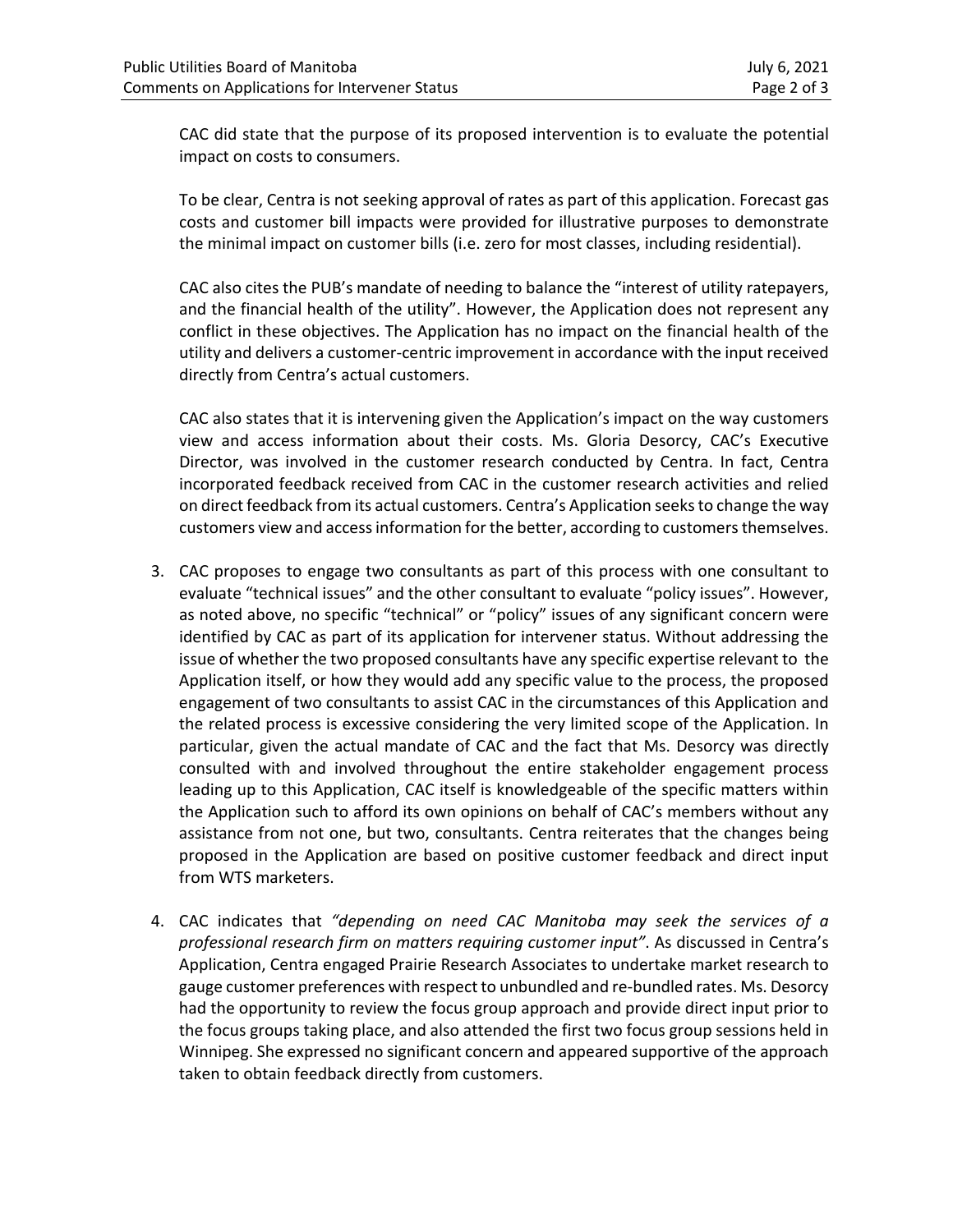CAC did state that the purpose of its proposed intervention is to evaluate the potential impact on costs to consumers.

To be clear, Centra is not seeking approval of rates as part of this application. Forecast gas costs and customer bill impacts were provided for illustrative purposes to demonstrate the minimal impact on customer bills (i.e. zero for most classes, including residential).

CAC also cites the PUB's mandate of needing to balance the "interest of utility ratepayers, and the financial health of the utility". However, the Application does not represent any conflict in these objectives. The Application has no impact on the financial health of the utility and delivers a customer-centric improvement in accordance with the input received directly from Centra's actual customers.

CAC also states that it is intervening given the Application's impact on the way customers view and access information about their costs. Ms. Gloria Desorcy, CAC's Executive Director, was involved in the customer research conducted by Centra. In fact, Centra incorporated feedback received from CAC in the customer research activities and relied on direct feedback from its actual customers. Centra's Application seeks to change the way customers view and access information for the better, according to customers themselves.

3. CAC proposes to engage two consultants as part of this process with one consultant to evaluate "technical issues" and the other consultant to evaluate "policy issues". However, as noted above, no specific "technical" or "policy" issues of any significant concern were identified by CAC as part of its application for intervener status. Without addressing the issue of whether the two proposed consultants have any specific expertise relevant to the Application itself, or how they would add any specific value to the process, the proposed engagement of two consultants to assist CAC in the circumstances of this Application and the related process is excessive considering the very limited scope of the Application. In particular, given the actual mandate of CAC and the fact that Ms. Desorcy was directly consulted with and involved throughout the entire stakeholder engagement process leading up to this Application, CAC itself is knowledgeable of the specific matters within the Application such to afford its own opinions on behalf of CAC's members without any assistance from not one, but two, consultants. Centra reiterates that the changes being proposed in the Application are based on positive customer feedback and direct input from WTS marketers.

4. CAC indicates that *"depending on need CAC Manitoba may seek the services of a professional research firm on matters requiring customer input"*. As discussed in Centra's Application, Centra engaged Prairie Research Associates to undertake market research to gauge customer preferences with respect to unbundled and re-bundled rates. Ms. Desorcy had the opportunity to review the focus group approach and provide direct input prior to the focus groups taking place, and also attended the first two focus group sessions held in Winnipeg. She expressed no significant concern and appeared supportive of the approach taken to obtain feedback directly from customers.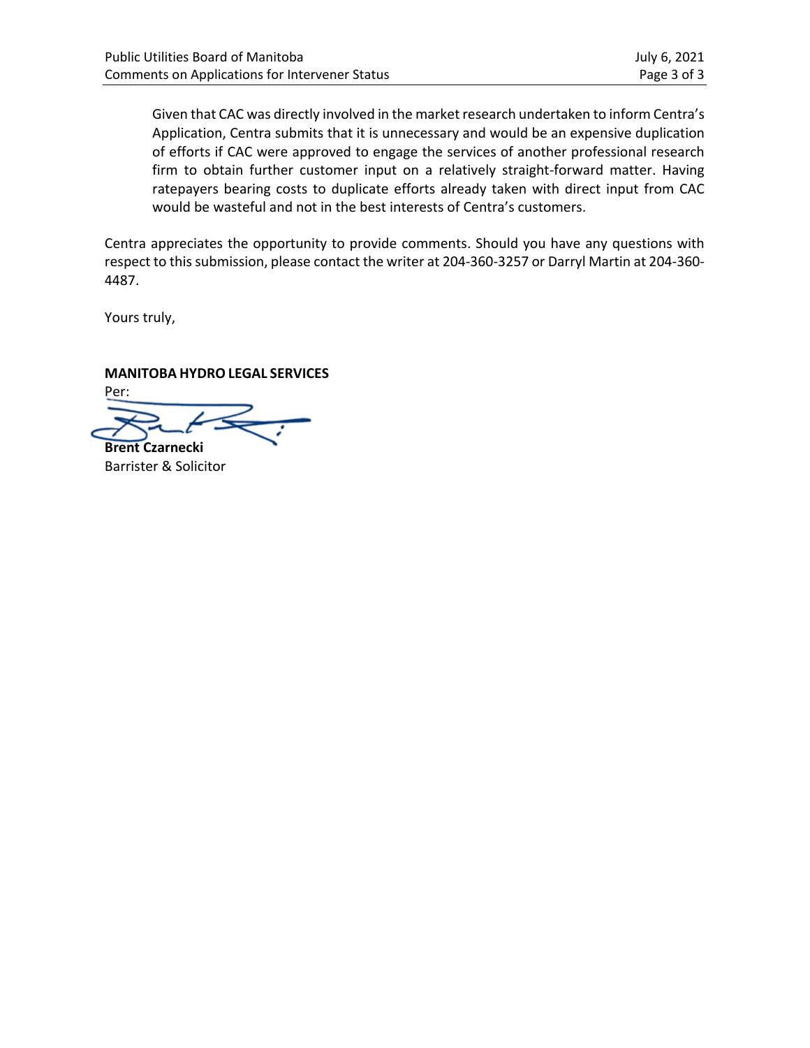Given that CAC was directly involved in the market research undertaken to inform Centra's Application, Centra submits that it is unnecessary and would be an expensive duplication of efforts if CAC were approved to engage the services of another professional research firm to obtain further customer input on a relatively straight-forward matter. Having ratepayers bearing costs to duplicate efforts already taken with direct input from CAC would be wasteful and not in the best interests of Centra's customers.

Centra appreciates the opportunity to provide comments. Should you have any questions with respect to this submission, please contact the writer at 204-360-3257 or Darryl Martin at 204-360-4487.

Yours truly,

**MANITOBA HYDRO LEGAL SERVICES**

Per:

**Brent Czarnecki**
Barrister & Solicitor